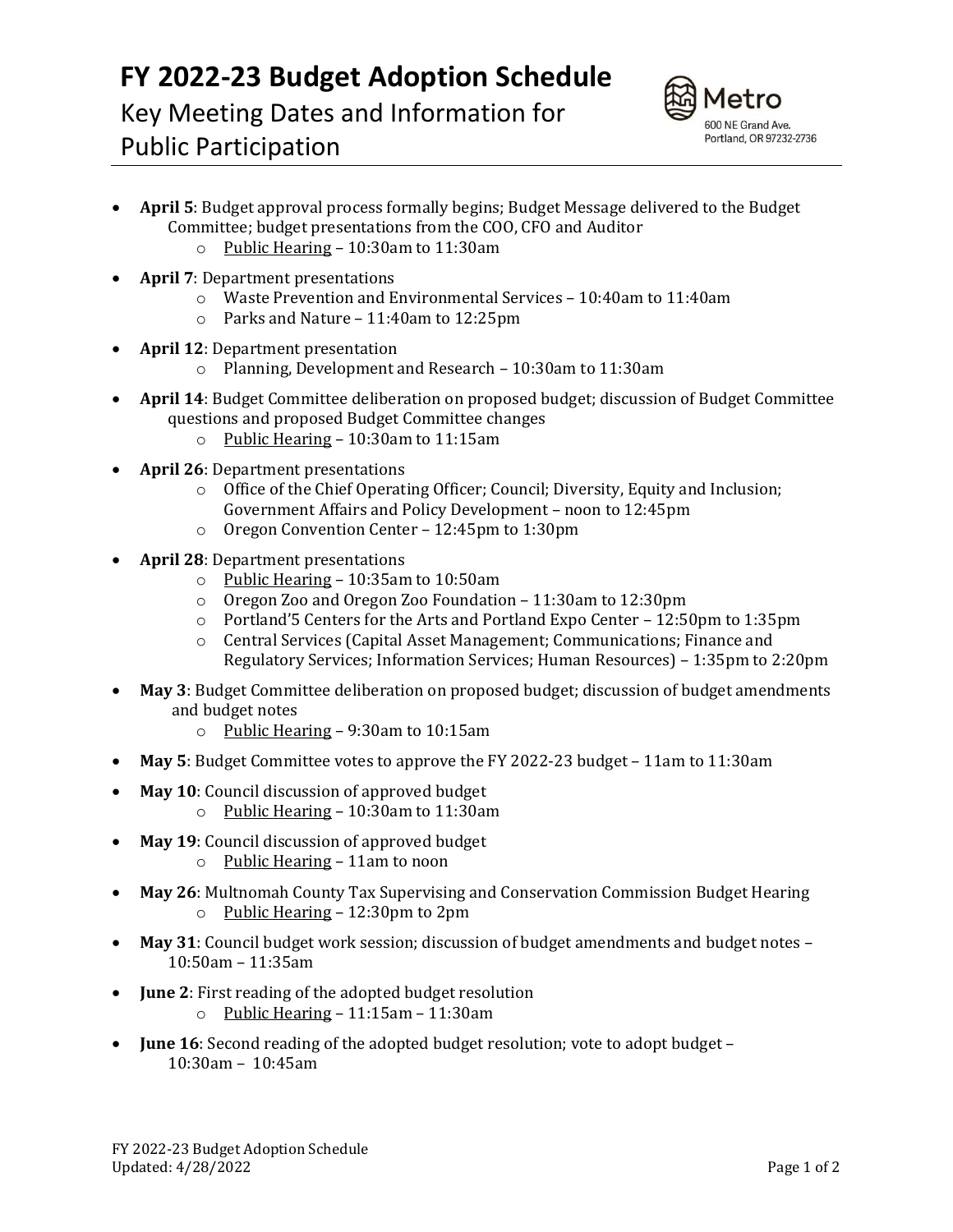# FY 2022-23 Budget Adoption Schedule

## Key Meeting Dates and Information for Public Participation

Metro
600 NE Grand Ave.
Portland, OR 97232-2736

- **April 5**: Budget approval process formally begins; Budget Message delivered to the Budget Committee; budget presentations from the COO, CFO and Auditor
    - Public Hearing – 10:30am to 11:30am
- **April 7**: Department presentations
    - Waste Prevention and Environmental Services – 10:40am to 11:40am
    - Parks and Nature – 11:40am to 12:25pm
- **April 12**: Department presentation
    - Planning, Development and Research – 10:30am to 11:30am
- **April 14**: Budget Committee deliberation on proposed budget; discussion of Budget Committee questions and proposed Budget Committee changes
    - Public Hearing – 10:30am to 11:15am
- **April 26**: Department presentations
    - Office of the Chief Operating Officer; Council; Diversity, Equity and Inclusion; Government Affairs and Policy Development – noon to 12:45pm
    - Oregon Convention Center – 12:45pm to 1:30pm
- **April 28**: Department presentations
    - Public Hearing – 10:35am to 10:50am
    - Oregon Zoo and Oregon Zoo Foundation – 11:30am to 12:30pm
    - Portland'5 Centers for the Arts and Portland Expo Center – 12:50pm to 1:35pm
    - Central Services (Capital Asset Management; Communications; Finance and Regulatory Services; Information Services; Human Resources) – 1:35pm to 2:20pm
- **May 3**: Budget Committee deliberation on proposed budget; discussion of budget amendments and budget notes
    - Public Hearing – 9:30am to 10:15am
- **May 5**: Budget Committee votes to approve the FY 2022-23 budget – 11am to 11:30am
- **May 10**: Council discussion of approved budget
    - Public Hearing – 10:30am to 11:30am
- **May 19**: Council discussion of approved budget
    - Public Hearing – 11am to noon
- **May 26**: Multnomah County Tax Supervising and Conservation Commission Budget Hearing
    - Public Hearing – 12:30pm to 2pm
- **May 31**: Council budget work session; discussion of budget amendments and budget notes – 10:50am – 11:35am
- **June 2**: First reading of the adopted budget resolution
    - Public Hearing – 11:15am – 11:30am
- **June 16**: Second reading of the adopted budget resolution; vote to adopt budget – 10:30am – 10:45am

FY 2022-23 Budget Adoption Schedule
Updated: 4/28/2022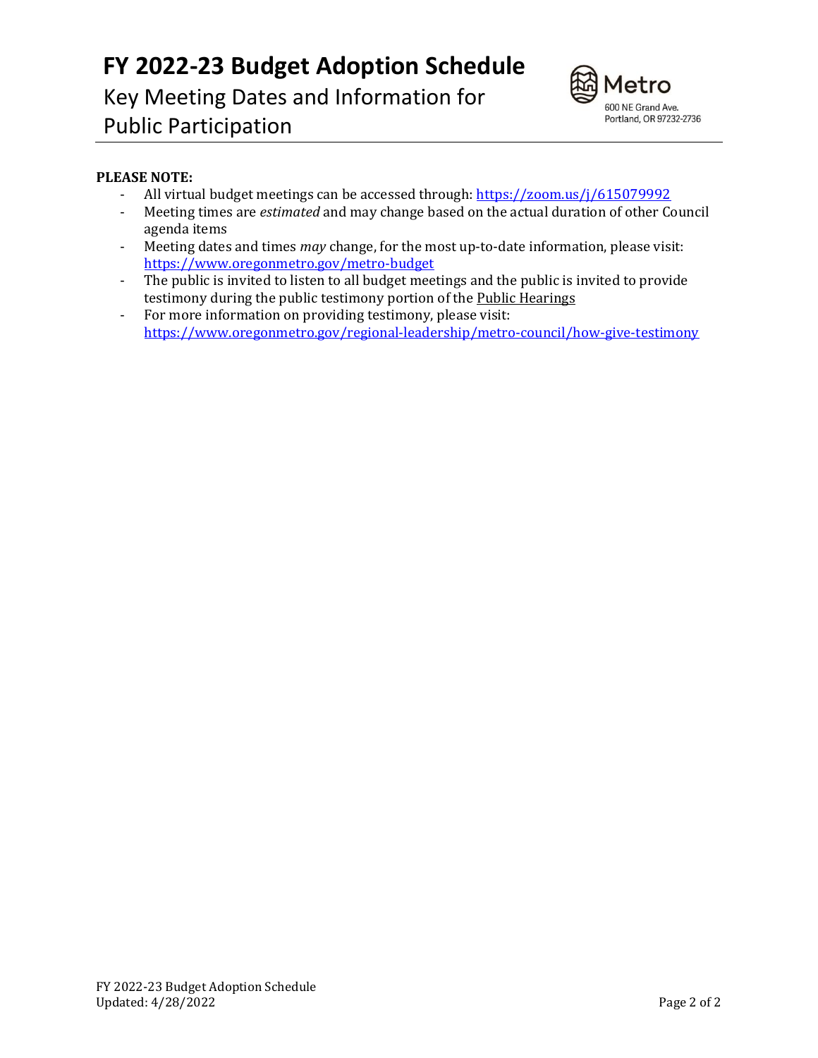# FY 2022-23 Budget Adoption Schedule

Key Meeting Dates and Information for Public Participation

Metro
600 NE Grand Ave.
Portland, OR 97232-2736

**PLEASE NOTE:**

- All virtual budget meetings can be accessed through: https://zoom.us/j/615079992
- Meeting times are *estimated* and may change based on the actual duration of other Council agenda items
- Meeting dates and times *may* change, for the most up-to-date information, please visit: https://www.oregonmetro.gov/metro-budget
- The public is invited to listen to all budget meetings and the public is invited to provide testimony during the public testimony portion of the Public Hearings
- For more information on providing testimony, please visit: https://www.oregonmetro.gov/regional-leadership/metro-council/how-give-testimony

FY 2022-23 Budget Adoption Schedule
Updated: 4/28/2022